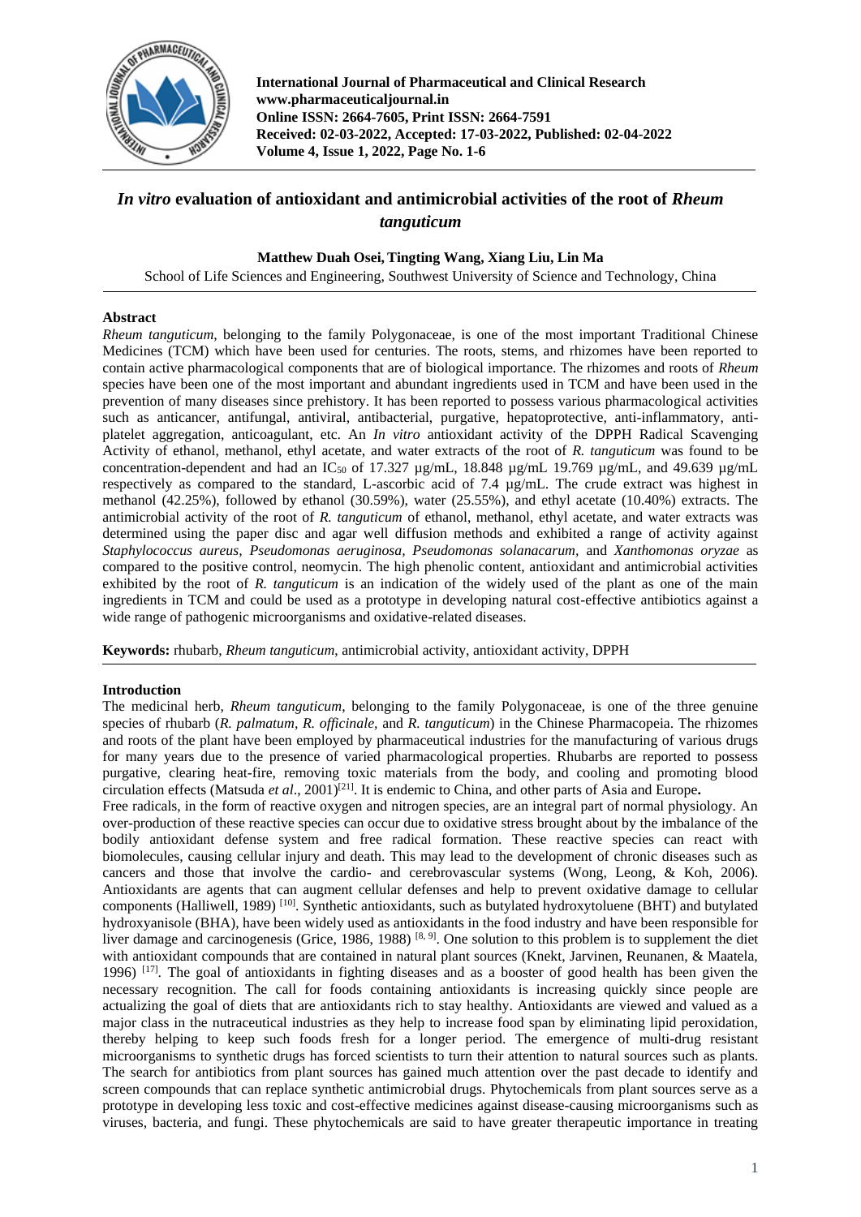**International Journal of Pharmaceutical and Clinical Research**
**www.pharmaceuticaljournal.in**
**Online ISSN: 2664-7605, Print ISSN: 2664-7591**
**Received: 02-03-2022, Accepted: 17-03-2022, Published: 02-04-2022**
**Volume 4, Issue 1, 2022, Page No. 1-6**

# *In vitro* evaluation of antioxidant and antimicrobial activities of the root of *Rheum tanguticum*

**Matthew Duah Osei, Tingting Wang, Xiang Liu, Lin Ma**

School of Life Sciences and Engineering, Southwest University of Science and Technology, China

## Abstract

*Rheum tanguticum*, belonging to the family Polygonaceae, is one of the most important Traditional Chinese Medicines (TCM) which have been used for centuries. The roots, stems, and rhizomes have been reported to contain active pharmacological components that are of biological importance. The rhizomes and roots of *Rheum* species have been one of the most important and abundant ingredients used in TCM and have been used in the prevention of many diseases since prehistory. It has been reported to possess various pharmacological activities such as anticancer, antifungal, antiviral, antibacterial, purgative, hepatoprotective, anti-inflammatory, anti-platelet aggregation, anticoagulant, etc. An *In vitro* antioxidant activity of the DPPH Radical Scavenging Activity of ethanol, methanol, ethyl acetate, and water extracts of the root of *R. tanguticum* was found to be concentration-dependent and had an $IC_{50}$ of 17.327 µg/mL, 18.848 µg/mL 19.769 µg/mL, and 49.639 µg/mL respectively as compared to the standard, L-ascorbic acid of 7.4 µg/mL. The crude extract was highest in methanol (42.25%), followed by ethanol (30.59%), water (25.55%), and ethyl acetate (10.40%) extracts. The antimicrobial activity of the root of *R. tanguticum* of ethanol, methanol, ethyl acetate, and water extracts was determined using the paper disc and agar well diffusion methods and exhibited a range of activity against *Staphylococcus aureus*, *Pseudomonas aeruginosa*, *Pseudomonas solanacarum*, and *Xanthomonas oryzae* as compared to the positive control, neomycin. The high phenolic content, antioxidant and antimicrobial activities exhibited by the root of *R. tanguticum* is an indication of the widely used of the plant as one of the main ingredients in TCM and could be used as a prototype in developing natural cost-effective antibiotics against a wide range of pathogenic microorganisms and oxidative-related diseases.

**Keywords:** rhubarb, *Rheum tanguticum*, antimicrobial activity, antioxidant activity, DPPH

## Introduction

The medicinal herb, *Rheum tanguticum*, belonging to the family Polygonaceae, is one of the three genuine species of rhubarb (*R. palmatum*, *R. officinale*, and *R. tanguticum*) in the Chinese Pharmacopeia. The rhizomes and roots of the plant have been employed by pharmaceutical industries for the manufacturing of various drugs for many years due to the presence of varied pharmacological properties. Rhubarbs are reported to possess purgative, clearing heat-fire, removing toxic materials from the body, and cooling and promoting blood circulation effects (Matsuda *et al*., 2001)[21]. It is endemic to China, and other parts of Asia and Europe**.**

Free radicals, in the form of reactive oxygen and nitrogen species, are an integral part of normal physiology. An over-production of these reactive species can occur due to oxidative stress brought about by the imbalance of the bodily antioxidant defense system and free radical formation. These reactive species can react with biomolecules, causing cellular injury and death. This may lead to the development of chronic diseases such as cancers and those that involve the cardio- and cerebrovascular systems (Wong, Leong, & Koh, 2006). Antioxidants are agents that can augment cellular defenses and help to prevent oxidative damage to cellular components (Halliwell, 1989) [10]. Synthetic antioxidants, such as butylated hydroxytoluene (BHT) and butylated hydroxyanisole (BHA), have been widely used as antioxidants in the food industry and have been responsible for liver damage and carcinogenesis (Grice, 1986, 1988) [8, 9]. One solution to this problem is to supplement the diet with antioxidant compounds that are contained in natural plant sources (Knekt, Jarvinen, Reunanen, & Maatela, 1996) [17]. The goal of antioxidants in fighting diseases and as a booster of good health has been given the necessary recognition. The call for foods containing antioxidants is increasing quickly since people are actualizing the goal of diets that are antioxidants rich to stay healthy. Antioxidants are viewed and valued as a major class in the nutraceutical industries as they help to increase food span by eliminating lipid peroxidation, thereby helping to keep such foods fresh for a longer period. The emergence of multi-drug resistant microorganisms to synthetic drugs has forced scientists to turn their attention to natural sources such as plants. The search for antibiotics from plant sources has gained much attention over the past decade to identify and screen compounds that can replace synthetic antimicrobial drugs. Phytochemicals from plant sources serve as a prototype in developing less toxic and cost-effective medicines against disease-causing microorganisms such as viruses, bacteria, and fungi. These phytochemicals are said to have greater therapeutic importance in treating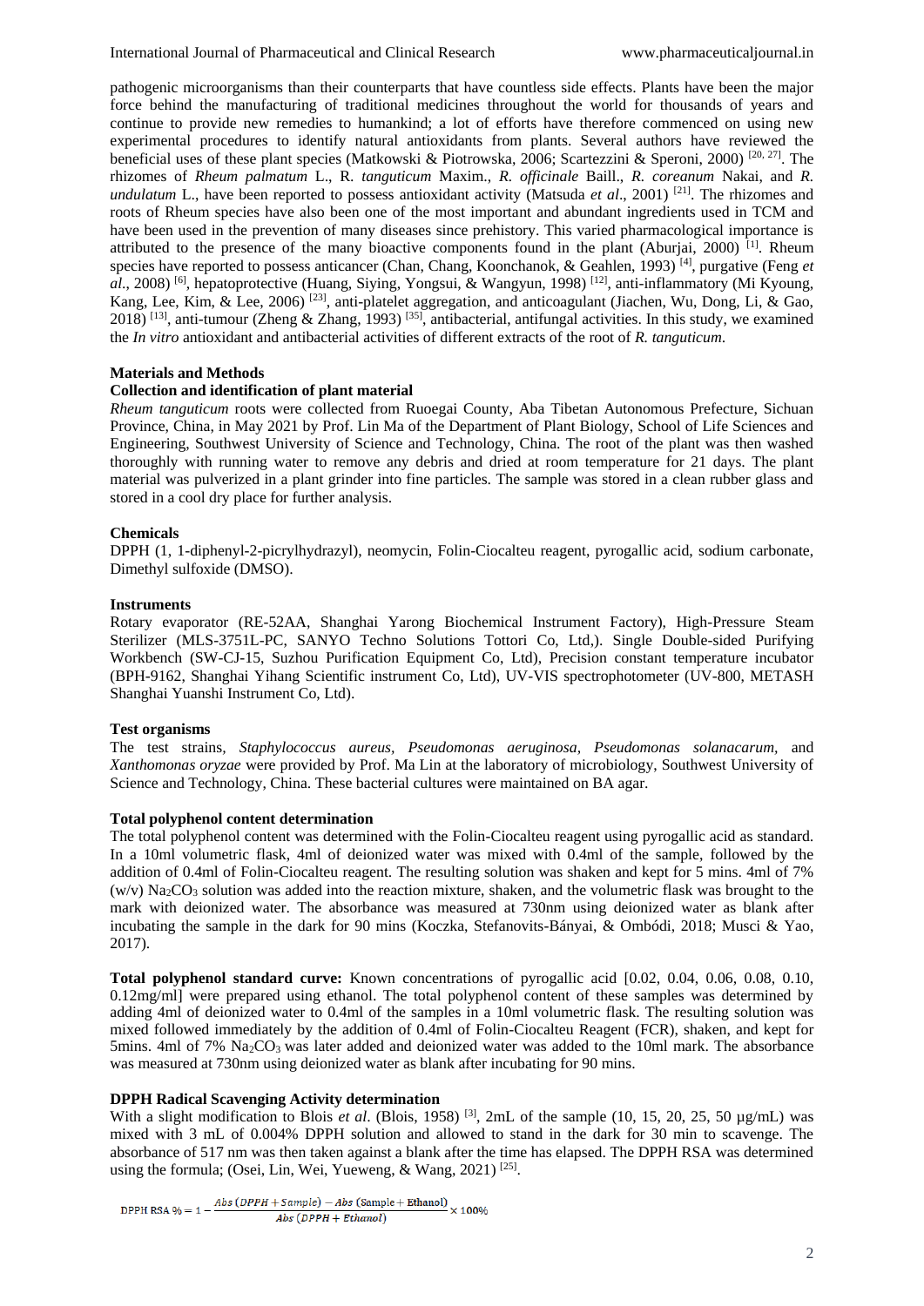pathogenic microorganisms than their counterparts that have countless side effects. Plants have been the major force behind the manufacturing of traditional medicines throughout the world for thousands of years and continue to provide new remedies to humankind; a lot of efforts have therefore commenced on using new experimental procedures to identify natural antioxidants from plants. Several authors have reviewed the beneficial uses of these plant species (Matkowski & Piotrowska, 2006; Scartezzini & Speroni, 2000) [20, 27]. The rhizomes of *Rheum palmatum* L., R. *tanguticum* Maxim., *R. officinale* Baill., *R. coreanum* Nakai, and *R. undulatum* L., have been reported to possess antioxidant activity (Matsuda *et al*., 2001) [21]. The rhizomes and roots of Rheum species have also been one of the most important and abundant ingredients used in TCM and have been used in the prevention of many diseases since prehistory. This varied pharmacological importance is attributed to the presence of the many bioactive components found in the plant (Aburjai, 2000) [1]. Rheum species have reported to possess anticancer (Chan, Chang, Koonchanok, & Geahlen, 1993) [4], purgative (Feng *et al*., 2008) [6], hepatoprotective (Huang, Siying, Yongsui, & Wangyun, 1998) [12], anti-inflammatory (Mi Kyoung, Kang, Lee, Kim, & Lee, 2006) [23], anti-platelet aggregation, and anticoagulant (Jiachen, Wu, Dong, Li, & Gao, 2018) [13], anti-tumour (Zheng & Zhang, 1993) [35], antibacterial, antifungal activities. In this study, we examined the *In vitro* antioxidant and antibacterial activities of different extracts of the root of *R. tanguticum*.

## Materials and Methods

### Collection and identification of plant material

*Rheum tanguticum* roots were collected from Ruoegai County, Aba Tibetan Autonomous Prefecture, Sichuan Province, China, in May 2021 by Prof. Lin Ma of the Department of Plant Biology, School of Life Sciences and Engineering, Southwest University of Science and Technology, China. The root of the plant was then washed thoroughly with running water to remove any debris and dried at room temperature for 21 days. The plant material was pulverized in a plant grinder into fine particles. The sample was stored in a clean rubber glass and stored in a cool dry place for further analysis.

### Chemicals

DPPH (1, 1-diphenyl-2-picrylhydrazyl), neomycin, Folin-Ciocalteu reagent, pyrogallic acid, sodium carbonate, Dimethyl sulfoxide (DMSO).

### Instruments

Rotary evaporator (RE-52AA, Shanghai Yarong Biochemical Instrument Factory), High-Pressure Steam Sterilizer (MLS-3751L-PC, SANYO Techno Solutions Tottori Co, Ltd,). Single Double-sided Purifying Workbench (SW-CJ-15, Suzhou Purification Equipment Co, Ltd), Precision constant temperature incubator (BPH-9162, Shanghai Yihang Scientific instrument Co, Ltd), UV-VIS spectrophotometer (UV-800, METASH Shanghai Yuanshi Instrument Co, Ltd).

### Test organisms

The test strains, *Staphylococcus aureus*, *Pseudomonas aeruginosa, Pseudomonas solanacarum*, and *Xanthomonas oryzae* were provided by Prof. Ma Lin at the laboratory of microbiology, Southwest University of Science and Technology, China. These bacterial cultures were maintained on BA agar.

### Total polyphenol content determination

The total polyphenol content was determined with the Folin-Ciocalteu reagent using pyrogallic acid as standard. In a 10ml volumetric flask, 4ml of deionized water was mixed with 0.4ml of the sample, followed by the addition of 0.4ml of Folin-Ciocalteu reagent. The resulting solution was shaken and kept for 5 mins. 4ml of 7% (w/v) $Na_2CO_3$ solution was added into the reaction mixture, shaken, and the volumetric flask was brought to the mark with deionized water. The absorbance was measured at 730nm using deionized water as blank after incubating the sample in the dark for 90 mins (Koczka, Stefanovits-Bányai, & Ombódi, 2018; Musci & Yao, 2017).

**Total polyphenol standard curve:** Known concentrations of pyrogallic acid [0.02, 0.04, 0.06, 0.08, 0.10, 0.12mg/ml] were prepared using ethanol. The total polyphenol content of these samples was determined by adding 4ml of deionized water to 0.4ml of the samples in a 10ml volumetric flask. The resulting solution was mixed followed immediately by the addition of 0.4ml of Folin-Ciocalteu Reagent (FCR), shaken, and kept for 5mins. 4ml of 7% $Na_2CO_3$ was later added and deionized water was added to the 10ml mark. The absorbance was measured at 730nm using deionized water as blank after incubating for 90 mins.

### DPPH Radical Scavenging Activity determination

With a slight modification to Blois *et al*. (Blois, 1958) [3], 2mL of the sample (10, 15, 20, 25, 50 μg/mL) was mixed with 3 mL of 0.004% DPPH solution and allowed to stand in the dark for 30 min to scavenge. The absorbance of 517 nm was then taken against a blank after the time has elapsed. The DPPH RSA was determined using the formula; (Osei, Lin, Wei, Yueweng, & Wang, 2021) [25].

$$\text{DPPH RSA}\ \% = 1 - \frac{Abs\,(DPPH + Sample) - Abs\,(\text{Sample} + \text{Ethanol})}{Abs\,(DPPH + Ethanol)} \times 100\%$$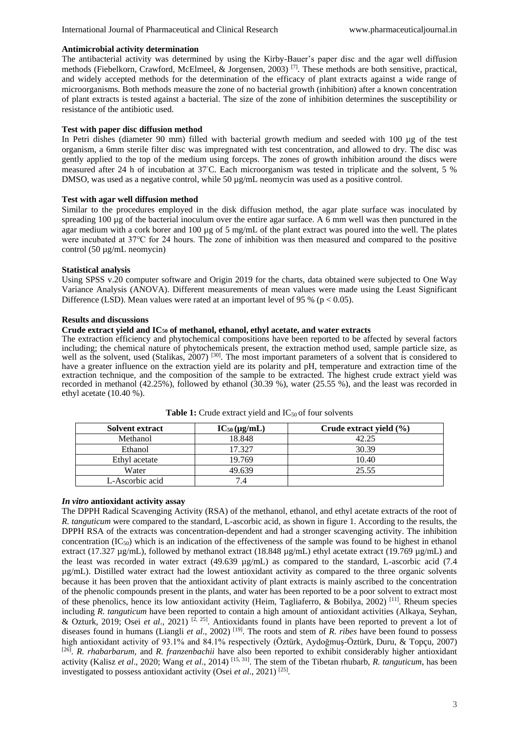**Antimicrobial activity determination**

The antibacterial activity was determined by using the Kirby-Bauer's paper disc and the agar well diffusion methods (Fiebelkorn, Crawford, McElmeel, & Jorgensen, 2003) [7]. These methods are both sensitive, practical, and widely accepted methods for the determination of the efficacy of plant extracts against a wide range of microorganisms. Both methods measure the zone of no bacterial growth (inhibition) after a known concentration of plant extracts is tested against a bacterial. The size of the zone of inhibition determines the susceptibility or resistance of the antibiotic used.

**Test with paper disc diffusion method**

In Petri dishes (diameter 90 mm) filled with bacterial growth medium and seeded with 100 µg of the test organism, a 6mm sterile filter disc was impregnated with test concentration, and allowed to dry. The disc was gently applied to the top of the medium using forceps. The zones of growth inhibition around the discs were measured after 24 h of incubation at 37°C. Each microorganism was tested in triplicate and the solvent, 5 % DMSO, was used as a negative control, while 50 µg/mL neomycin was used as a positive control.

**Test with agar well diffusion method**

Similar to the procedures employed in the disk diffusion method, the agar plate surface was inoculated by spreading 100 µg of the bacterial inoculum over the entire agar surface. A 6 mm well was then punctured in the agar medium with a cork borer and 100 µg of 5 mg/mL of the plant extract was poured into the well. The plates were incubated at 37°C for 24 hours. The zone of inhibition was then measured and compared to the positive control (50 µg/mL neomycin)

**Statistical analysis**

Using SPSS v.20 computer software and Origin 2019 for the charts, data obtained were subjected to One Way Variance Analysis (ANOVA). Different measurements of mean values were made using the Least Significant Difference (LSD). Mean values were rated at an important level of 95 % ($p < 0.05$).

**Results and discussions**

**Crude extract yield and $IC_{50}$ of methanol, ethanol, ethyl acetate, and water extracts**

The extraction efficiency and phytochemical compositions have been reported to be affected by several factors including; the chemical nature of phytochemicals present, the extraction method used, sample particle size, as well as the solvent, used (Stalikas, 2007) [30]. The most important parameters of a solvent that is considered to have a greater influence on the extraction yield are its polarity and pH, temperature and extraction time of the extraction technique, and the composition of the sample to be extracted. The highest crude extract yield was recorded in methanol (42.25%), followed by ethanol (30.39 %), water (25.55 %), and the least was recorded in ethyl acetate (10.40 %).

**Table 1:** Crude extract yield and $IC_{50}$ of four solvents

| Solvent extract | $IC_{50}$ (µg/mL) | Crude extract yield (%) |
|---|---|---|
| Methanol | 18.848 | 42.25 |
| Ethanol | 17.327 | 30.39 |
| Ethyl acetate | 19.769 | 10.40 |
| Water | 49.639 | 25.55 |
| L-Ascorbic acid | 7.4 | |

***In vitro* antioxidant activity assay**

The DPPH Radical Scavenging Activity (RSA) of the methanol, ethanol, and ethyl acetate extracts of the root of *R. tanguticum* were compared to the standard, L-ascorbic acid, as shown in figure 1. According to the results, the DPPH RSA of the extracts was concentration-dependent and had a stronger scavenging activity. The inhibition concentration ($IC_{50}$) which is an indication of the effectiveness of the sample was found to be highest in ethanol extract (17.327 µg/mL), followed by methanol extract (18.848 µg/mL) ethyl acetate extract (19.769 µg/mL) and the least was recorded in water extract (49.639 µg/mL) as compared to the standard, L-ascorbic acid (7.4 µg/mL). Distilled water extract had the lowest antioxidant activity as compared to the three organic solvents because it has been proven that the antioxidant activity of plant extracts is mainly ascribed to the concentration of the phenolic compounds present in the plants, and water has been reported to be a poor solvent to extract most of these phenolics, hence its low antioxidant activity (Heim, Tagliaferro, & Bobilya, 2002) [11]. Rheum species including *R. tanguticum* have been reported to contain a high amount of antioxidant activities (Alkaya, Seyhan, & Ozturk, 2019; Osei *et al*., 2021) [2, 25]. Antioxidants found in plants have been reported to prevent a lot of diseases found in humans (Liangli *et al*., 2002) [19]. The roots and stem of *R. ribes* have been found to possess high antioxidant activity of 93.1% and 84.1% respectively (Öztürk, Aydoğmuş-Öztürk, Duru, & Topçu, 2007) [26]. *R. rhabarbarum*, and *R. franzenbachii* have also been reported to exhibit considerably higher antioxidant activity (Kalisz *et al*., 2020; Wang *et al*., 2014) [15, 31]. The stem of the Tibetan rhubarb, *R. tanguticum*, has been investigated to possess antioxidant activity (Osei *et al*., 2021) [25].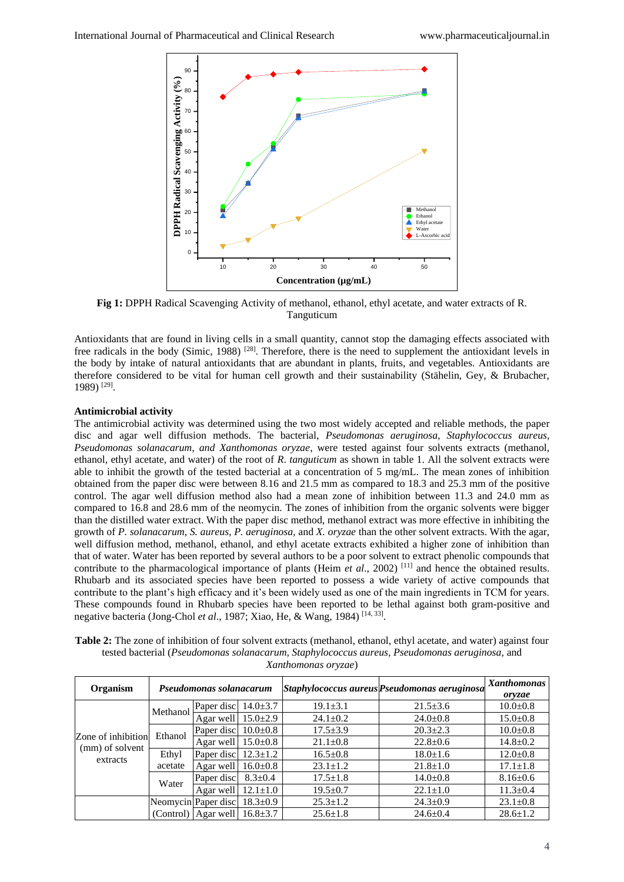Fig 1: DPPH Radical Scavenging Activity of methanol, ethanol, ethyl acetate, and water extracts of R. Tanguticum

Antioxidants that are found in living cells in a small quantity, cannot stop the damaging effects associated with free radicals in the body (Simic, 1988) [28]. Therefore, there is the need to supplement the antioxidant levels in the body by intake of natural antioxidants that are abundant in plants, fruits, and vegetables. Antioxidants are therefore considered to be vital for human cell growth and their sustainability (Stähelin, Gey, & Brubacher, 1989) [29].

### Antimicrobial activity

The antimicrobial activity was determined using the two most widely accepted and reliable methods, the paper disc and agar well diffusion methods. The bacterial, *Pseudomonas aeruginosa*, *Staphylococcus aureus*, *Pseudomonas solanacarum, and Xanthomonas oryzae*, were tested against four solvents extracts (methanol, ethanol, ethyl acetate, and water) of the root of *R. tanguticum* as shown in table 1. All the solvent extracts were able to inhibit the growth of the tested bacterial at a concentration of 5 mg/mL. The mean zones of inhibition obtained from the paper disc were between 8.16 and 21.5 mm as compared to 18.3 and 25.3 mm of the positive control. The agar well diffusion method also had a mean zone of inhibition between 11.3 and 24.0 mm as compared to 16.8 and 28.6 mm of the neomycin. The zones of inhibition from the organic solvents were bigger than the distilled water extract. With the paper disc method, methanol extract was more effective in inhibiting the growth of *P. solanacarum, S. aureus, P. aeruginosa*, and *X. oryzae* than the other solvent extracts. With the agar, well diffusion method, methanol, ethanol, and ethyl acetate extracts exhibited a higher zone of inhibition than that of water. Water has been reported by several authors to be a poor solvent to extract phenolic compounds that contribute to the pharmacological importance of plants (Heim *et al*., 2002) [11] and hence the obtained results. Rhubarb and its associated species have been reported to possess a wide variety of active compounds that contribute to the plant's high efficacy and it's been widely used as one of the main ingredients in TCM for years. These compounds found in Rhubarb species have been reported to be lethal against both gram-positive and negative bacteria (Jong-Chol *et al*., 1987; Xiao, He, & Wang, 1984) [14, 33].

**Table 2:** The zone of inhibition of four solvent extracts (methanol, ethanol, ethyl acetate, and water) against four tested bacterial (*Pseudomonas solanacarum, Staphylococcus aureus, Pseudomonas aeruginosa*, and *Xanthomonas oryzae*)

| Organism | | | *Pseudomonas solanacarum* | *Staphylococcus aureus* | *Pseudomonas aeruginosa* | *Xanthomonas oryzae* |
|---|---|---|---|---|---|---|
| Zone of inhibition (mm) of solvent extracts | Methanol | Paper disc | 14.0±3.7 | 19.1±3.1 | 21.5±3.6 | 10.0±0.8 |
| | | Agar well | 15.0±2.9 | 24.1±0.2 | 24.0±0.8 | 15.0±0.8 |
| | Ethanol | Paper disc | 10.0±0.8 | 17.5±3.9 | 20.3±2.3 | 10.0±0.8 |
| | | Agar well | 15.0±0.8 | 21.1±0.8 | 22.8±0.6 | 14.8±0.2 |
| | Ethyl acetate | Paper disc | 12.3±1.2 | 16.5±0.8 | 18.0±1.6 | 12.0±0.8 |
| | | Agar well | 16.0±0.8 | 23.1±1.2 | 21.8±1.0 | 17.1±1.8 |
| | Water | Paper disc | 8.3±0.4 | 17.5±1.8 | 14.0±0.8 | 8.16±0.6 |
| | | Agar well | 12.1±1.0 | 19.5±0.7 | 22.1±1.0 | 11.3±0.4 |
| | Neomycin (Control) | Paper disc | 18.3±0.9 | 25.3±1.2 | 24.3±0.9 | 23.1±0.8 |
| | | Agar well | 16.8±3.7 | 25.6±1.8 | 24.6±0.4 | 28.6±1.2 |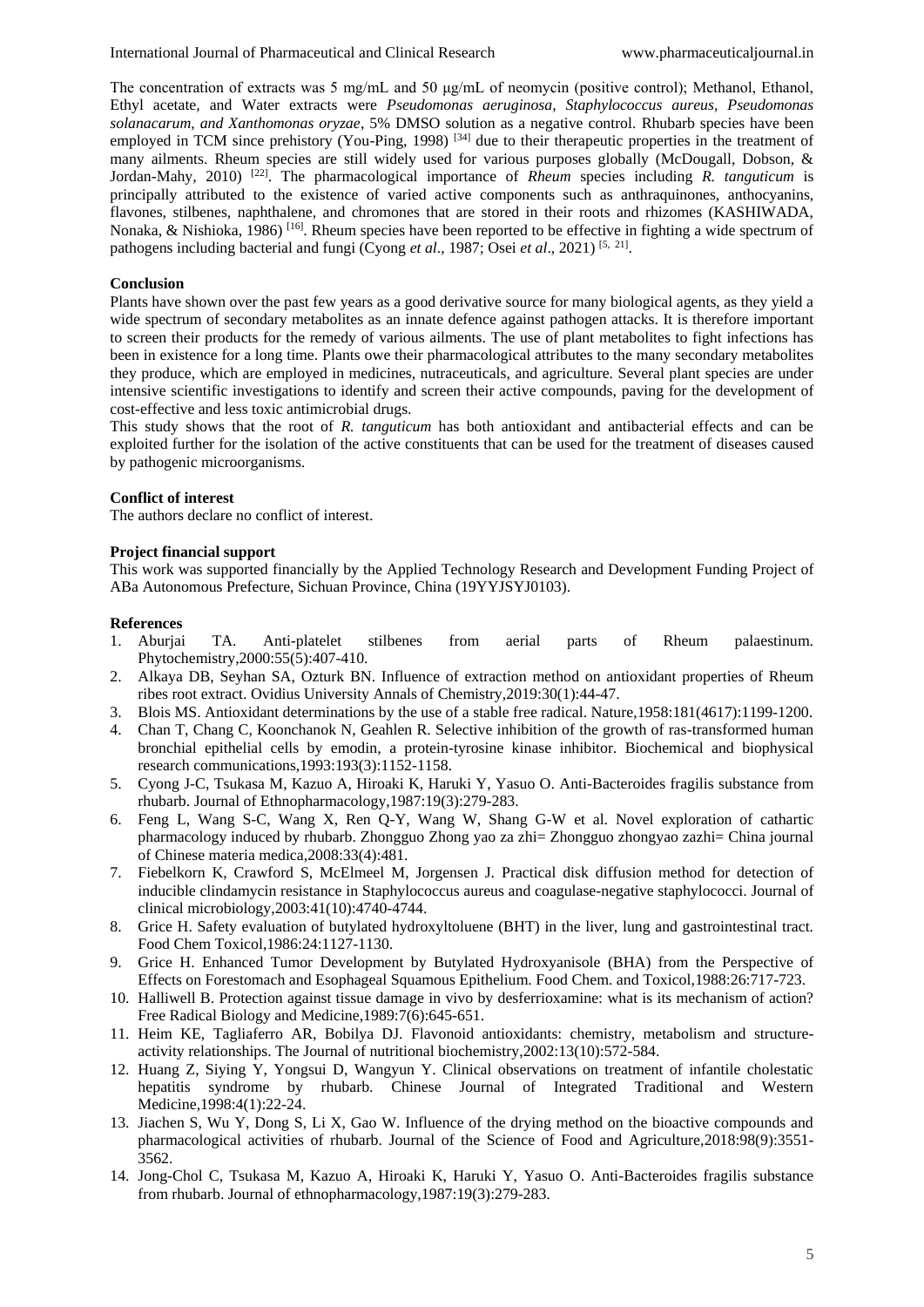The concentration of extracts was 5 mg/mL and 50 μg/mL of neomycin (positive control); Methanol, Ethanol, Ethyl acetate, and Water extracts were *Pseudomonas aeruginosa, Staphylococcus aureus, Pseudomonas solanacarum, and Xanthomonas oryzae*, 5% DMSO solution as a negative control. Rhubarb species have been employed in TCM since prehistory (You-Ping, 1998) [34] due to their therapeutic properties in the treatment of many ailments. Rheum species are still widely used for various purposes globally (McDougall, Dobson, & Jordan-Mahy, 2010) [22]. The pharmacological importance of *Rheum* species including *R. tanguticum* is principally attributed to the existence of varied active components such as anthraquinones, anthocyanins, flavones, stilbenes, naphthalene, and chromones that are stored in their roots and rhizomes (KASHIWADA, Nonaka, & Nishioka, 1986) [16]. Rheum species have been reported to be effective in fighting a wide spectrum of pathogens including bacterial and fungi (Cyong *et al*., 1987; Osei *et al*., 2021) [5, 21].

**Conclusion**

Plants have shown over the past few years as a good derivative source for many biological agents, as they yield a wide spectrum of secondary metabolites as an innate defence against pathogen attacks. It is therefore important to screen their products for the remedy of various ailments. The use of plant metabolites to fight infections has been in existence for a long time. Plants owe their pharmacological attributes to the many secondary metabolites they produce, which are employed in medicines, nutraceuticals, and agriculture. Several plant species are under intensive scientific investigations to identify and screen their active compounds, paving for the development of cost-effective and less toxic antimicrobial drugs.

This study shows that the root of *R. tanguticum* has both antioxidant and antibacterial effects and can be exploited further for the isolation of the active constituents that can be used for the treatment of diseases caused by pathogenic microorganisms.

**Conflict of interest**

The authors declare no conflict of interest.

**Project financial support**

This work was supported financially by the Applied Technology Research and Development Funding Project of ABa Autonomous Prefecture, Sichuan Province, China (19YYJSYJ0103).

**References**

1. Aburjai TA. Anti-platelet stilbenes from aerial parts of Rheum palaestinum. Phytochemistry,2000:55(5):407-410.
2. Alkaya DB, Seyhan SA, Ozturk BN. Influence of extraction method on antioxidant properties of Rheum ribes root extract. Ovidius University Annals of Chemistry,2019:30(1):44-47.
3. Blois MS. Antioxidant determinations by the use of a stable free radical. Nature,1958:181(4617):1199-1200.
4. Chan T, Chang C, Koonchanok N, Geahlen R. Selective inhibition of the growth of ras-transformed human bronchial epithelial cells by emodin, a protein-tyrosine kinase inhibitor. Biochemical and biophysical research communications,1993:193(3):1152-1158.
5. Cyong J-C, Tsukasa M, Kazuo A, Hiroaki K, Haruki Y, Yasuo O. Anti-Bacteroides fragilis substance from rhubarb. Journal of Ethnopharmacology,1987:19(3):279-283.
6. Feng L, Wang S-C, Wang X, Ren Q-Y, Wang W, Shang G-W et al. Novel exploration of cathartic pharmacology induced by rhubarb. Zhongguo Zhong yao za zhi= Zhongguo zhongyao zazhi= China journal of Chinese materia medica,2008:33(4):481.
7. Fiebelkorn K, Crawford S, McElmeel M, Jorgensen J. Practical disk diffusion method for detection of inducible clindamycin resistance in Staphylococcus aureus and coagulase-negative staphylococci. Journal of clinical microbiology,2003:41(10):4740-4744.
8. Grice H. Safety evaluation of butylated hydroxyltoluene (BHT) in the liver, lung and gastrointestinal tract. Food Chem Toxicol,1986:24:1127-1130.
9. Grice H. Enhanced Tumor Development by Butylated Hydroxyanisole (BHA) from the Perspective of Effects on Forestomach and Esophageal Squamous Epithelium. Food Chem. and Toxicol,1988:26:717-723.
10. Halliwell B. Protection against tissue damage in vivo by desferrioxamine: what is its mechanism of action? Free Radical Biology and Medicine,1989:7(6):645-651.
11. Heim KE, Tagliaferro AR, Bobilya DJ. Flavonoid antioxidants: chemistry, metabolism and structure-activity relationships. The Journal of nutritional biochemistry,2002:13(10):572-584.
12. Huang Z, Siying Y, Yongsui D, Wangyun Y. Clinical observations on treatment of infantile cholestatic hepatitis syndrome by rhubarb. Chinese Journal of Integrated Traditional and Western Medicine,1998:4(1):22-24.
13. Jiachen S, Wu Y, Dong S, Li X, Gao W. Influence of the drying method on the bioactive compounds and pharmacological activities of rhubarb. Journal of the Science of Food and Agriculture,2018:98(9):3551-3562.
14. Jong-Chol C, Tsukasa M, Kazuo A, Hiroaki K, Haruki Y, Yasuo O. Anti-Bacteroides fragilis substance from rhubarb. Journal of ethnopharmacology,1987:19(3):279-283.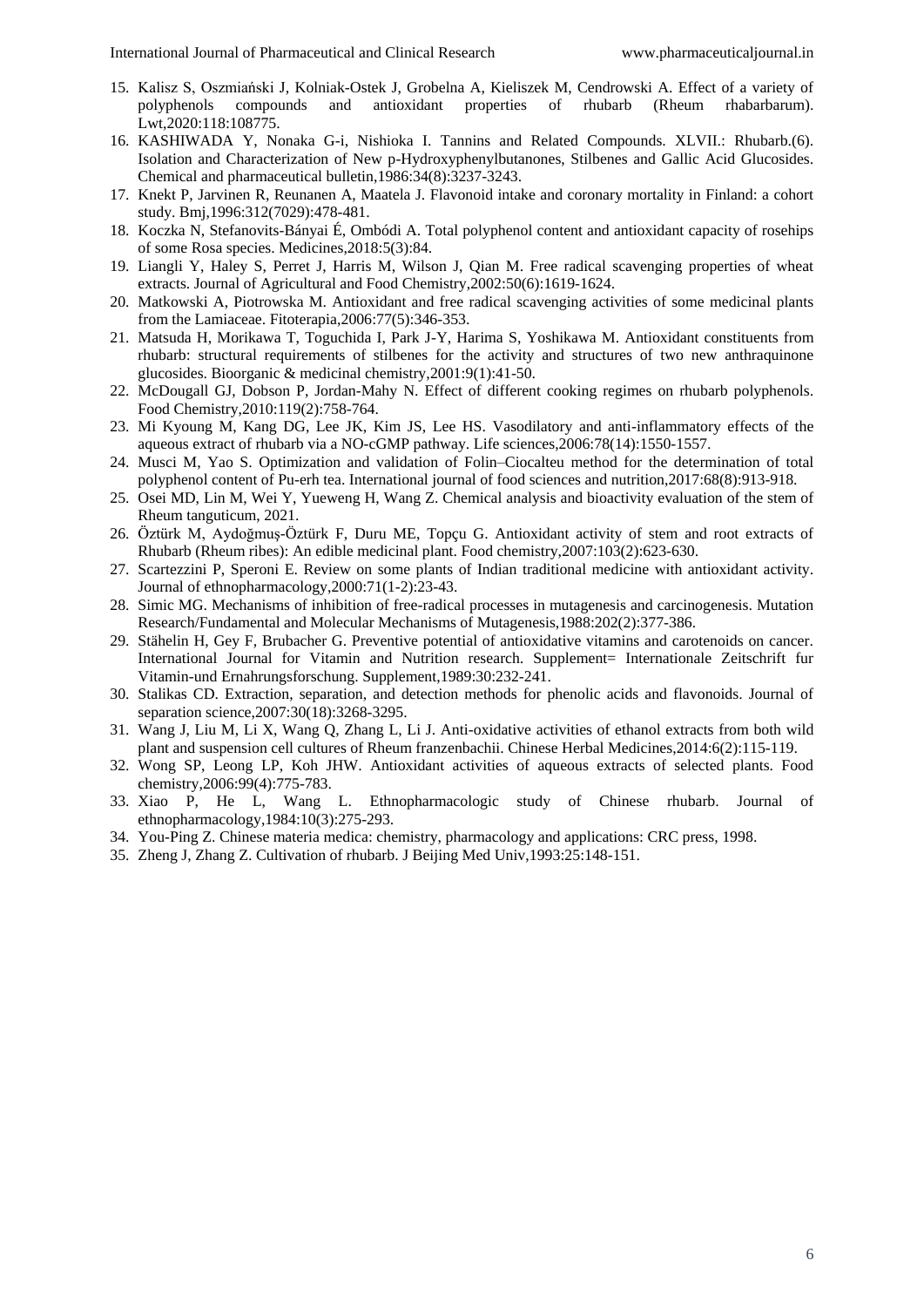15. Kalisz S, Oszmiański J, Kolniak-Ostek J, Grobelna A, Kieliszek M, Cendrowski A. Effect of a variety of polyphenols compounds and antioxidant properties of rhubarb (Rheum rhabarbarum). Lwt,2020:118:108775.
16. KASHIWADA Y, Nonaka G-i, Nishioka I. Tannins and Related Compounds. XLVII.: Rhubarb.(6). Isolation and Characterization of New p-Hydroxyphenylbutanones, Stilbenes and Gallic Acid Glucosides. Chemical and pharmaceutical bulletin,1986:34(8):3237-3243.
17. Knekt P, Jarvinen R, Reunanen A, Maatela J. Flavonoid intake and coronary mortality in Finland: a cohort study. Bmj,1996:312(7029):478-481.
18. Koczka N, Stefanovits-Bányai É, Ombódi A. Total polyphenol content and antioxidant capacity of rosehips of some Rosa species. Medicines,2018:5(3):84.
19. Liangli Y, Haley S, Perret J, Harris M, Wilson J, Qian M. Free radical scavenging properties of wheat extracts. Journal of Agricultural and Food Chemistry,2002:50(6):1619-1624.
20. Matkowski A, Piotrowska M. Antioxidant and free radical scavenging activities of some medicinal plants from the Lamiaceae. Fitoterapia,2006:77(5):346-353.
21. Matsuda H, Morikawa T, Toguchida I, Park J-Y, Harima S, Yoshikawa M. Antioxidant constituents from rhubarb: structural requirements of stilbenes for the activity and structures of two new anthraquinone glucosides. Bioorganic & medicinal chemistry,2001:9(1):41-50.
22. McDougall GJ, Dobson P, Jordan-Mahy N. Effect of different cooking regimes on rhubarb polyphenols. Food Chemistry,2010:119(2):758-764.
23. Mi Kyoung M, Kang DG, Lee JK, Kim JS, Lee HS. Vasodilatory and anti-inflammatory effects of the aqueous extract of rhubarb via a NO-cGMP pathway. Life sciences,2006:78(14):1550-1557.
24. Musci M, Yao S. Optimization and validation of Folin–Ciocalteu method for the determination of total polyphenol content of Pu-erh tea. International journal of food sciences and nutrition,2017:68(8):913-918.
25. Osei MD, Lin M, Wei Y, Yueweng H, Wang Z. Chemical analysis and bioactivity evaluation of the stem of Rheum tanguticum, 2021.
26. Öztürk M, Aydoğmuş-Öztürk F, Duru ME, Topçu G. Antioxidant activity of stem and root extracts of Rhubarb (Rheum ribes): An edible medicinal plant. Food chemistry,2007:103(2):623-630.
27. Scartezzini P, Speroni E. Review on some plants of Indian traditional medicine with antioxidant activity. Journal of ethnopharmacology,2000:71(1-2):23-43.
28. Simic MG. Mechanisms of inhibition of free-radical processes in mutagenesis and carcinogenesis. Mutation Research/Fundamental and Molecular Mechanisms of Mutagenesis,1988:202(2):377-386.
29. Stähelin H, Gey F, Brubacher G. Preventive potential of antioxidative vitamins and carotenoids on cancer. International Journal for Vitamin and Nutrition research. Supplement= Internationale Zeitschrift fur Vitamin-und Ernahrungsforschung. Supplement,1989:30:232-241.
30. Stalikas CD. Extraction, separation, and detection methods for phenolic acids and flavonoids. Journal of separation science,2007:30(18):3268-3295.
31. Wang J, Liu M, Li X, Wang Q, Zhang L, Li J. Anti-oxidative activities of ethanol extracts from both wild plant and suspension cell cultures of Rheum franzenbachii. Chinese Herbal Medicines,2014:6(2):115-119.
32. Wong SP, Leong LP, Koh JHW. Antioxidant activities of aqueous extracts of selected plants. Food chemistry,2006:99(4):775-783.
33. Xiao P, He L, Wang L. Ethnopharmacologic study of Chinese rhubarb. Journal of ethnopharmacology,1984:10(3):275-293.
34. You-Ping Z. Chinese materia medica: chemistry, pharmacology and applications: CRC press, 1998.
35. Zheng J, Zhang Z. Cultivation of rhubarb. J Beijing Med Univ,1993:25:148-151.